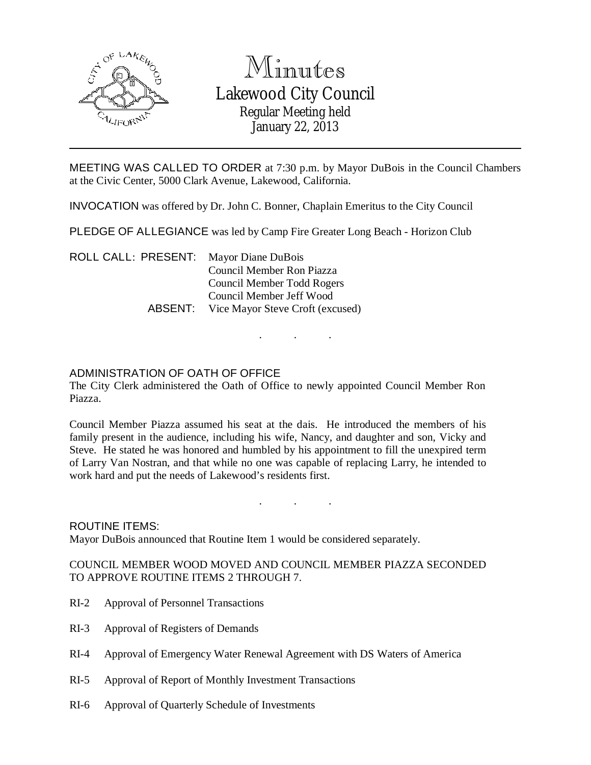# Minutes
## Lakewood City Council
### Regular Meeting held
### January 22, 2013

MEETING WAS CALLED TO ORDER at 7:30 p.m. by Mayor DuBois in the Council Chambers at the Civic Center, 5000 Clark Avenue, Lakewood, California.

INVOCATION was offered by Dr. John C. Bonner, Chaplain Emeritus to the City Council

PLEDGE OF ALLEGIANCE was led by Camp Fire Greater Long Beach - Horizon Club

ROLL CALL: PRESENT: Mayor Diane DuBois
Council Member Ron Piazza
Council Member Todd Rogers
Council Member Jeff Wood
ABSENT: Vice Mayor Steve Croft (excused)

. . .

ADMINISTRATION OF OATH OF OFFICE
The City Clerk administered the Oath of Office to newly appointed Council Member Ron Piazza.

Council Member Piazza assumed his seat at the dais. He introduced the members of his family present in the audience, including his wife, Nancy, and daughter and son, Vicky and Steve. He stated he was honored and humbled by his appointment to fill the unexpired term of Larry Van Nostran, and that while no one was capable of replacing Larry, he intended to work hard and put the needs of Lakewood's residents first.

. . .

ROUTINE ITEMS:
Mayor DuBois announced that Routine Item 1 would be considered separately.

COUNCIL MEMBER WOOD MOVED AND COUNCIL MEMBER PIAZZA SECONDED TO APPROVE ROUTINE ITEMS 2 THROUGH 7.

RI-2 Approval of Personnel Transactions

RI-3 Approval of Registers of Demands

RI-4 Approval of Emergency Water Renewal Agreement with DS Waters of America

RI-5 Approval of Report of Monthly Investment Transactions

RI-6 Approval of Quarterly Schedule of Investments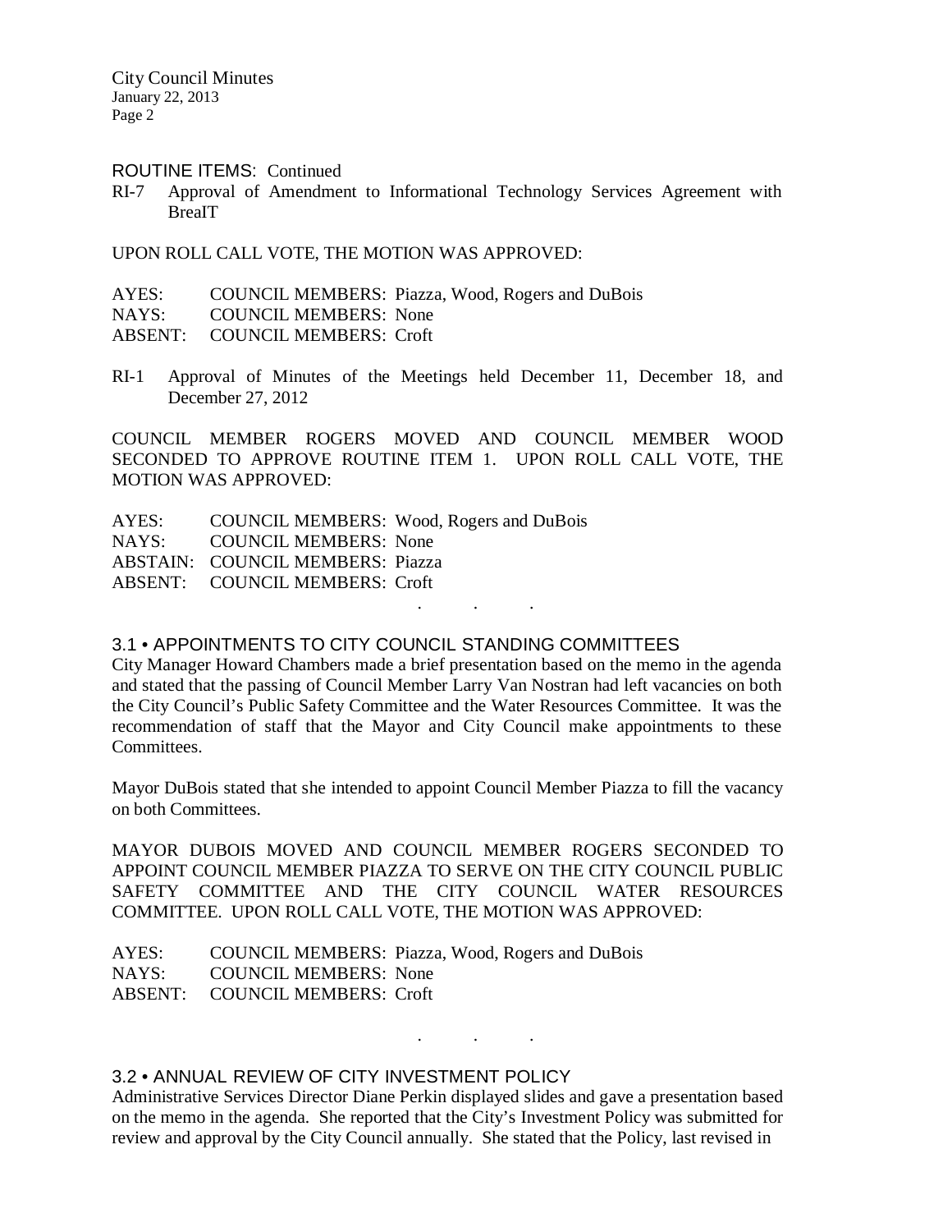ROUTINE ITEMS: Continued

RI-7 Approval of Amendment to Informational Technology Services Agreement with BreaIT

UPON ROLL CALL VOTE, THE MOTION WAS APPROVED:

AYES: COUNCIL MEMBERS: Piazza, Wood, Rogers and DuBois
NAYS: COUNCIL MEMBERS: None
ABSENT: COUNCIL MEMBERS: Croft

RI-1 Approval of Minutes of the Meetings held December 11, December 18, and December 27, 2012

COUNCIL MEMBER ROGERS MOVED AND COUNCIL MEMBER WOOD SECONDED TO APPROVE ROUTINE ITEM 1. UPON ROLL CALL VOTE, THE MOTION WAS APPROVED:

AYES: COUNCIL MEMBERS: Wood, Rogers and DuBois
NAYS: COUNCIL MEMBERS: None
ABSTAIN: COUNCIL MEMBERS: Piazza
ABSENT: COUNCIL MEMBERS: Croft

. . .

## 3.1 • APPOINTMENTS TO CITY COUNCIL STANDING COMMITTEES

City Manager Howard Chambers made a brief presentation based on the memo in the agenda and stated that the passing of Council Member Larry Van Nostran had left vacancies on both the City Council's Public Safety Committee and the Water Resources Committee. It was the recommendation of staff that the Mayor and City Council make appointments to these Committees.

Mayor DuBois stated that she intended to appoint Council Member Piazza to fill the vacancy on both Committees.

MAYOR DUBOIS MOVED AND COUNCIL MEMBER ROGERS SECONDED TO APPOINT COUNCIL MEMBER PIAZZA TO SERVE ON THE CITY COUNCIL PUBLIC SAFETY COMMITTEE AND THE CITY COUNCIL WATER RESOURCES COMMITTEE. UPON ROLL CALL VOTE, THE MOTION WAS APPROVED:

AYES: COUNCIL MEMBERS: Piazza, Wood, Rogers and DuBois
NAYS: COUNCIL MEMBERS: None
ABSENT: COUNCIL MEMBERS: Croft

. . .

## 3.2 • ANNUAL REVIEW OF CITY INVESTMENT POLICY

Administrative Services Director Diane Perkin displayed slides and gave a presentation based on the memo in the agenda. She reported that the City's Investment Policy was submitted for review and approval by the City Council annually. She stated that the Policy, last revised in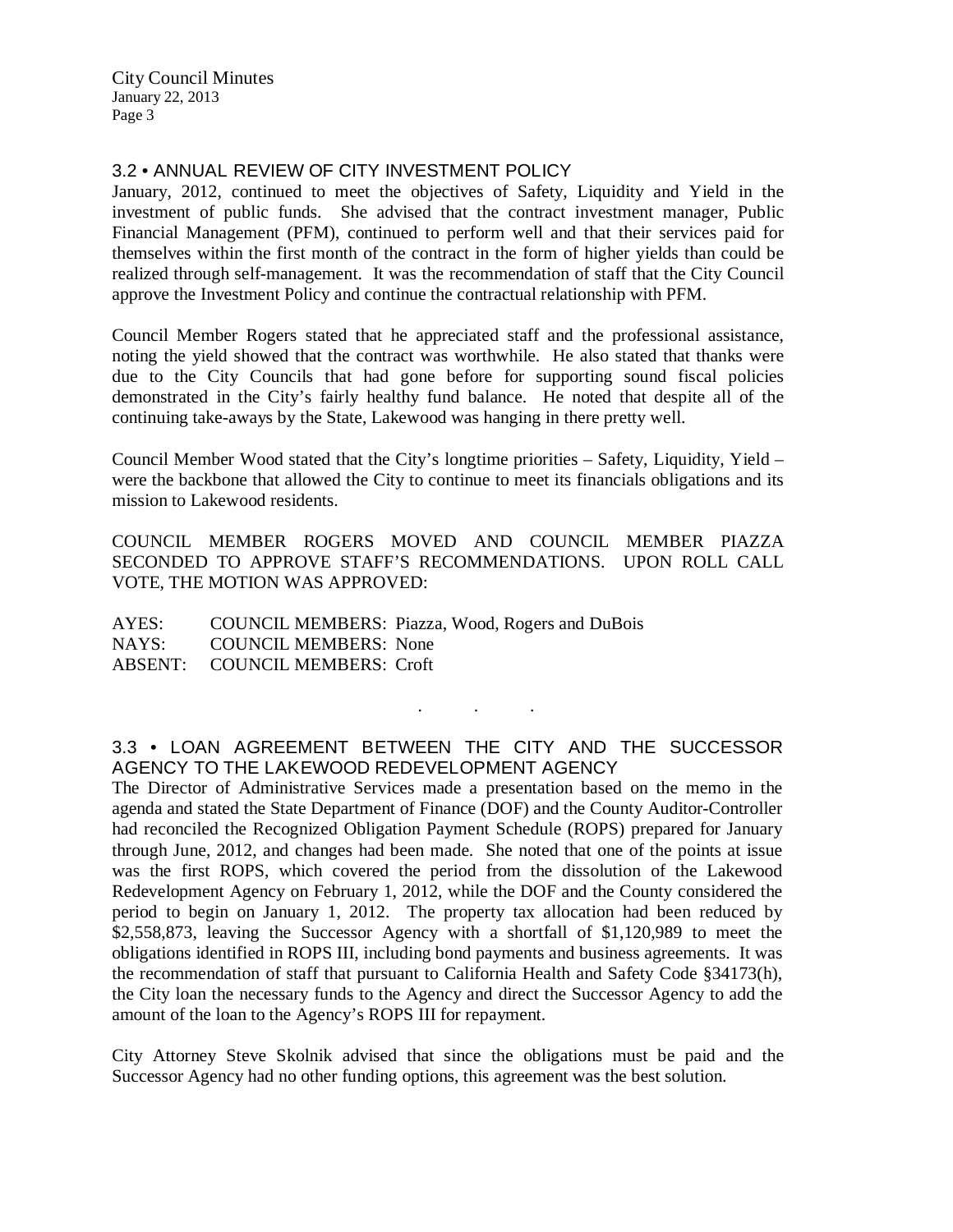### 3.2 • ANNUAL REVIEW OF CITY INVESTMENT POLICY

January, 2012, continued to meet the objectives of Safety, Liquidity and Yield in the investment of public funds. She advised that the contract investment manager, Public Financial Management (PFM), continued to perform well and that their services paid for themselves within the first month of the contract in the form of higher yields than could be realized through self-management. It was the recommendation of staff that the City Council approve the Investment Policy and continue the contractual relationship with PFM.

Council Member Rogers stated that he appreciated staff and the professional assistance, noting the yield showed that the contract was worthwhile. He also stated that thanks were due to the City Councils that had gone before for supporting sound fiscal policies demonstrated in the City's fairly healthy fund balance. He noted that despite all of the continuing take-aways by the State, Lakewood was hanging in there pretty well.

Council Member Wood stated that the City's longtime priorities – Safety, Liquidity, Yield – were the backbone that allowed the City to continue to meet its financials obligations and its mission to Lakewood residents.

COUNCIL MEMBER ROGERS MOVED AND COUNCIL MEMBER PIAZZA SECONDED TO APPROVE STAFF'S RECOMMENDATIONS. UPON ROLL CALL VOTE, THE MOTION WAS APPROVED:

AYES: COUNCIL MEMBERS: Piazza, Wood, Rogers and DuBois
NAYS: COUNCIL MEMBERS: None
ABSENT: COUNCIL MEMBERS: Croft

. . .

### 3.3 • LOAN AGREEMENT BETWEEN THE CITY AND THE SUCCESSOR AGENCY TO THE LAKEWOOD REDEVELOPMENT AGENCY

The Director of Administrative Services made a presentation based on the memo in the agenda and stated the State Department of Finance (DOF) and the County Auditor-Controller had reconciled the Recognized Obligation Payment Schedule (ROPS) prepared for January through June, 2012, and changes had been made. She noted that one of the points at issue was the first ROPS, which covered the period from the dissolution of the Lakewood Redevelopment Agency on February 1, 2012, while the DOF and the County considered the period to begin on January 1, 2012. The property tax allocation had been reduced by \$2,558,873, leaving the Successor Agency with a shortfall of \$1,120,989 to meet the obligations identified in ROPS III, including bond payments and business agreements. It was the recommendation of staff that pursuant to California Health and Safety Code §34173(h), the City loan the necessary funds to the Agency and direct the Successor Agency to add the amount of the loan to the Agency's ROPS III for repayment.

City Attorney Steve Skolnik advised that since the obligations must be paid and the Successor Agency had no other funding options, this agreement was the best solution.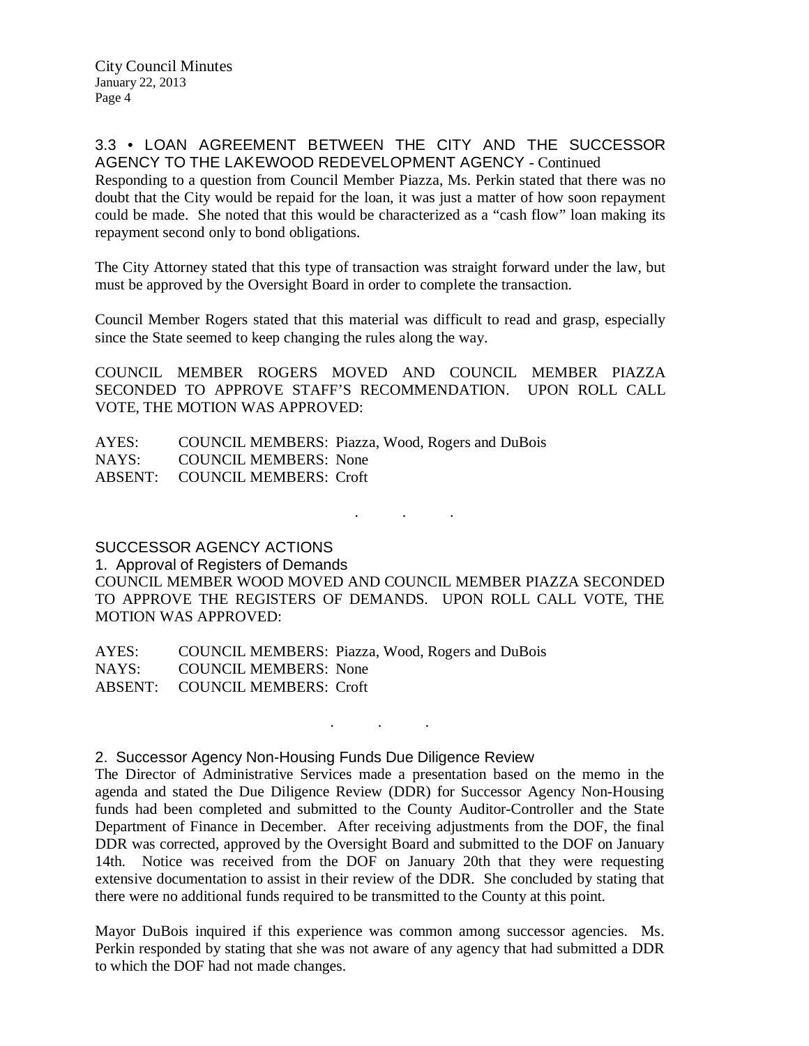3.3 • LOAN AGREEMENT BETWEEN THE CITY AND THE SUCCESSOR AGENCY TO THE LAKEWOOD REDEVELOPMENT AGENCY - Continued

Responding to a question from Council Member Piazza, Ms. Perkin stated that there was no doubt that the City would be repaid for the loan, it was just a matter of how soon repayment could be made. She noted that this would be characterized as a "cash flow" loan making its repayment second only to bond obligations.

The City Attorney stated that this type of transaction was straight forward under the law, but must be approved by the Oversight Board in order to complete the transaction.

Council Member Rogers stated that this material was difficult to read and grasp, especially since the State seemed to keep changing the rules along the way.

COUNCIL MEMBER ROGERS MOVED AND COUNCIL MEMBER PIAZZA SECONDED TO APPROVE STAFF'S RECOMMENDATION. UPON ROLL CALL VOTE, THE MOTION WAS APPROVED:

AYES: COUNCIL MEMBERS: Piazza, Wood, Rogers and DuBois
NAYS: COUNCIL MEMBERS: None
ABSENT: COUNCIL MEMBERS: Croft

. . .

SUCCESSOR AGENCY ACTIONS

1. Approval of Registers of Demands

COUNCIL MEMBER WOOD MOVED AND COUNCIL MEMBER PIAZZA SECONDED TO APPROVE THE REGISTERS OF DEMANDS. UPON ROLL CALL VOTE, THE MOTION WAS APPROVED:

AYES: COUNCIL MEMBERS: Piazza, Wood, Rogers and DuBois
NAYS: COUNCIL MEMBERS: None
ABSENT: COUNCIL MEMBERS: Croft

. . .

2. Successor Agency Non-Housing Funds Due Diligence Review

The Director of Administrative Services made a presentation based on the memo in the agenda and stated the Due Diligence Review (DDR) for Successor Agency Non-Housing funds had been completed and submitted to the County Auditor-Controller and the State Department of Finance in December. After receiving adjustments from the DOF, the final DDR was corrected, approved by the Oversight Board and submitted to the DOF on January 14th. Notice was received from the DOF on January 20th that they were requesting extensive documentation to assist in their review of the DDR. She concluded by stating that there were no additional funds required to be transmitted to the County at this point.

Mayor DuBois inquired if this experience was common among successor agencies. Ms. Perkin responded by stating that she was not aware of any agency that had submitted a DDR to which the DOF had not made changes.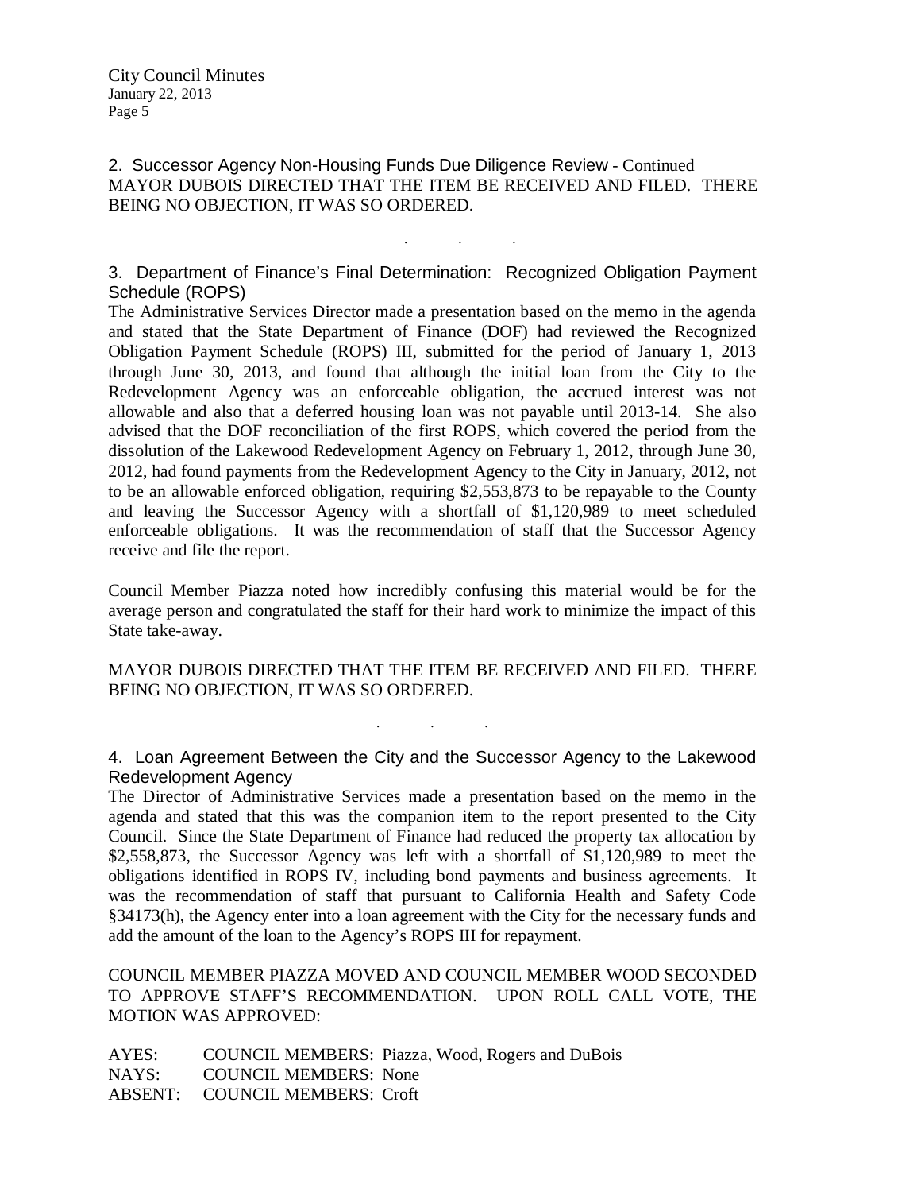2. Successor Agency Non-Housing Funds Due Diligence Review - Continued

MAYOR DUBOIS DIRECTED THAT THE ITEM BE RECEIVED AND FILED. THERE BEING NO OBJECTION, IT WAS SO ORDERED.

. . .

3. Department of Finance's Final Determination: Recognized Obligation Payment Schedule (ROPS)

The Administrative Services Director made a presentation based on the memo in the agenda and stated that the State Department of Finance (DOF) had reviewed the Recognized Obligation Payment Schedule (ROPS) III, submitted for the period of January 1, 2013 through June 30, 2013, and found that although the initial loan from the City to the Redevelopment Agency was an enforceable obligation, the accrued interest was not allowable and also that a deferred housing loan was not payable until 2013-14. She also advised that the DOF reconciliation of the first ROPS, which covered the period from the dissolution of the Lakewood Redevelopment Agency on February 1, 2012, through June 30, 2012, had found payments from the Redevelopment Agency to the City in January, 2012, not to be an allowable enforced obligation, requiring $2,553,873 to be repayable to the County and leaving the Successor Agency with a shortfall of $1,120,989 to meet scheduled enforceable obligations. It was the recommendation of staff that the Successor Agency receive and file the report.

Council Member Piazza noted how incredibly confusing this material would be for the average person and congratulated the staff for their hard work to minimize the impact of this State take-away.

MAYOR DUBOIS DIRECTED THAT THE ITEM BE RECEIVED AND FILED. THERE BEING NO OBJECTION, IT WAS SO ORDERED.

. . .

4. Loan Agreement Between the City and the Successor Agency to the Lakewood Redevelopment Agency

The Director of Administrative Services made a presentation based on the memo in the agenda and stated that this was the companion item to the report presented to the City Council. Since the State Department of Finance had reduced the property tax allocation by $2,558,873, the Successor Agency was left with a shortfall of $1,120,989 to meet the obligations identified in ROPS IV, including bond payments and business agreements. It was the recommendation of staff that pursuant to California Health and Safety Code §34173(h), the Agency enter into a loan agreement with the City for the necessary funds and add the amount of the loan to the Agency's ROPS III for repayment.

COUNCIL MEMBER PIAZZA MOVED AND COUNCIL MEMBER WOOD SECONDED TO APPROVE STAFF'S RECOMMENDATION. UPON ROLL CALL VOTE, THE MOTION WAS APPROVED:

AYES: COUNCIL MEMBERS: Piazza, Wood, Rogers and DuBois
NAYS: COUNCIL MEMBERS: None
ABSENT: COUNCIL MEMBERS: Croft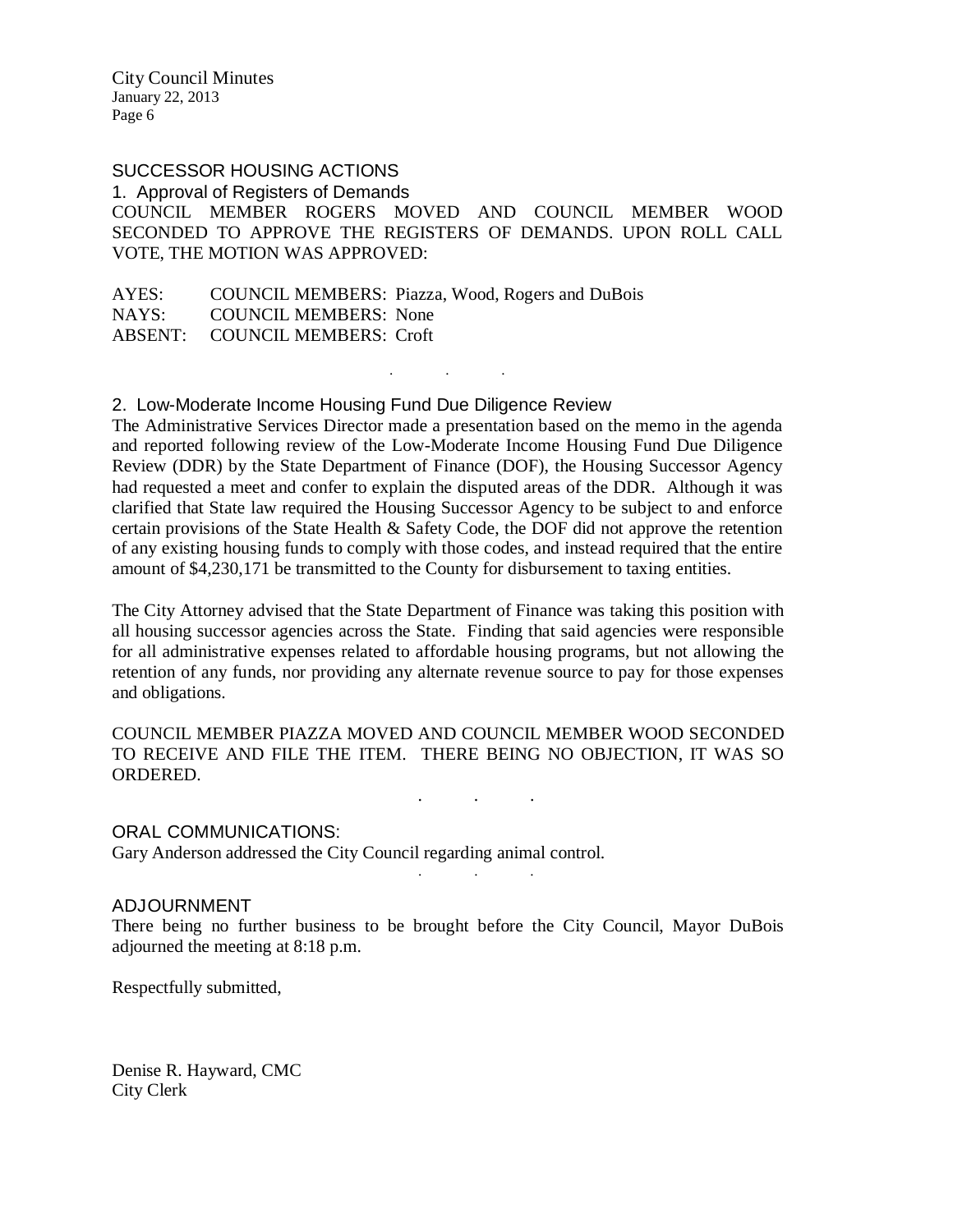## SUCCESSOR HOUSING ACTIONS

1. Approval of Registers of Demands

COUNCIL MEMBER ROGERS MOVED AND COUNCIL MEMBER WOOD SECONDED TO APPROVE THE REGISTERS OF DEMANDS. UPON ROLL CALL VOTE, THE MOTION WAS APPROVED:

AYES: COUNCIL MEMBERS: Piazza, Wood, Rogers and DuBois
NAYS: COUNCIL MEMBERS: None
ABSENT: COUNCIL MEMBERS: Croft

. . .

2. Low-Moderate Income Housing Fund Due Diligence Review

The Administrative Services Director made a presentation based on the memo in the agenda and reported following review of the Low-Moderate Income Housing Fund Due Diligence Review (DDR) by the State Department of Finance (DOF), the Housing Successor Agency had requested a meet and confer to explain the disputed areas of the DDR. Although it was clarified that State law required the Housing Successor Agency to be subject to and enforce certain provisions of the State Health & Safety Code, the DOF did not approve the retention of any existing housing funds to comply with those codes, and instead required that the entire amount of $4,230,171 be transmitted to the County for disbursement to taxing entities.

The City Attorney advised that the State Department of Finance was taking this position with all housing successor agencies across the State. Finding that said agencies were responsible for all administrative expenses related to affordable housing programs, but not allowing the retention of any funds, nor providing any alternate revenue source to pay for those expenses and obligations.

COUNCIL MEMBER PIAZZA MOVED AND COUNCIL MEMBER WOOD SECONDED TO RECEIVE AND FILE THE ITEM. THERE BEING NO OBJECTION, IT WAS SO ORDERED.

. . .

## ORAL COMMUNICATIONS:

Gary Anderson addressed the City Council regarding animal control.

. . .

## ADJOURNMENT

There being no further business to be brought before the City Council, Mayor DuBois adjourned the meeting at 8:18 p.m.

Respectfully submitted,

Denise R. Hayward, CMC
City Clerk